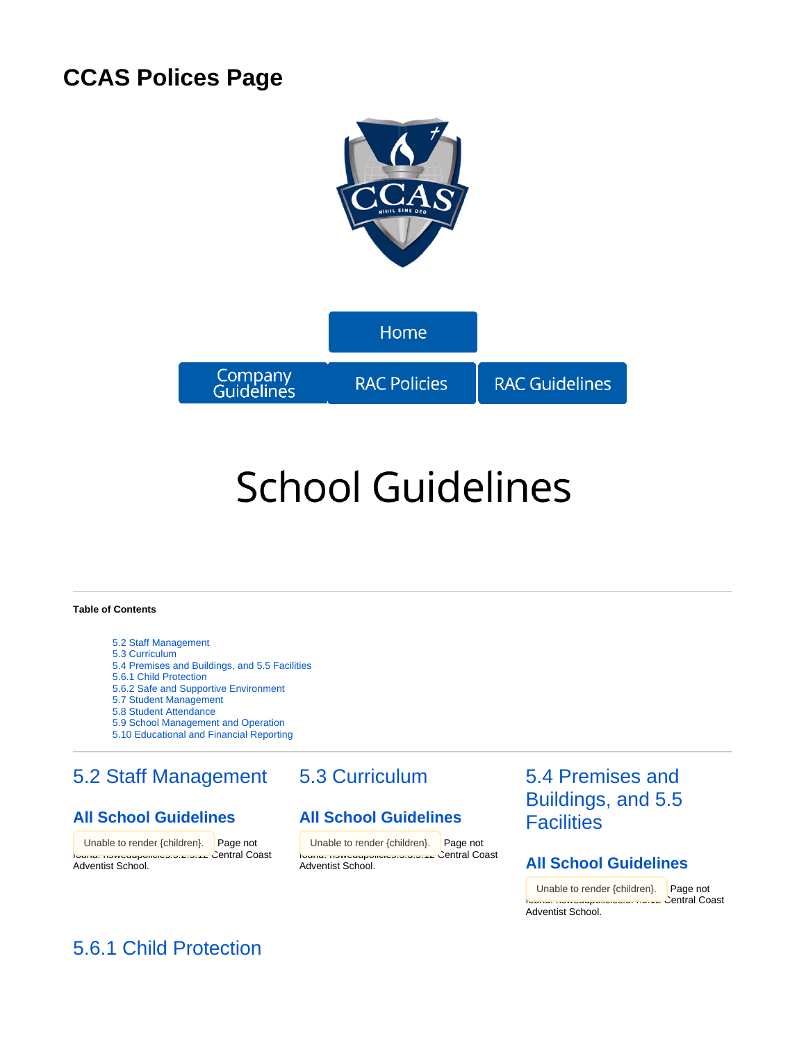# CCAS Polices Page

Home

Company Guidelines

RAC Policies

RAC Guidelines

# School Guidelines

**Table of Contents**

- 5.2 Staff Management
- 5.3 Curriculum
- 5.4 Premises and Buildings, and 5.5 Facilities
- 5.6.1 Child Protection
- 5.6.2 Safe and Supportive Environment
- 5.7 Student Management
- 5.8 Student Attendance
- 5.9 School Management and Operation
- 5.10 Educational and Financial Reporting

## 5.2 Staff Management

### All School Guidelines

Unable to render {children}. Page not found: nsweduipolicies:5.2.0.12 Central Coast Adventist School.

## 5.3 Curriculum

### All School Guidelines

Unable to render {children}. Page not found: nsweduipolicies:5.3.0.12 Central Coast Adventist School.

## 5.4 Premises and Buildings, and 5.5 Facilities

### All School Guidelines

Unable to render {children}. Page not found: nsweduipolicies:5.4.0.12 Central Coast Adventist School.

## 5.6.1 Child Protection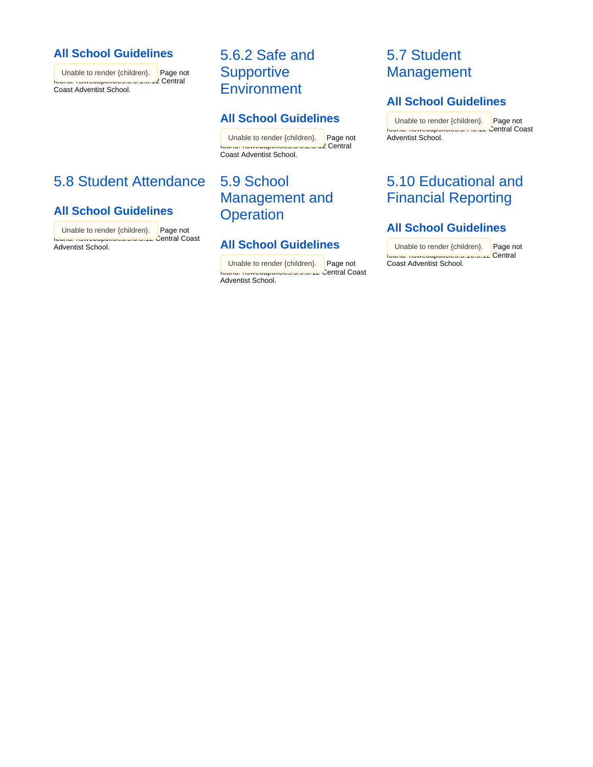## All School Guidelines

Unable to render {children}. Page not found: nswedupolicies:5.6.1.5.12 Central Coast Adventist School.

# 5.6.2 Safe and Supportive Environment

## All School Guidelines

Unable to render {children}. Page not found: nswedupolicies:5.6.2.5.12 Central Coast Adventist School.

# 5.7 Student Management

## All School Guidelines

Unable to render {children}. Page not found: nswedupolicies:5.7.5.12 Central Coast Adventist School.

# 5.8 Student Attendance

## All School Guidelines

Unable to render {children}. Page not found: nswedupolicies:5.8.5.12 Central Coast Adventist School.

# 5.9 School Management and Operation

## All School Guidelines

Unable to render {children}. Page not found: nswedupolicies:5.9.5.12 Central Coast Adventist School.

# 5.10 Educational and Financial Reporting

## All School Guidelines

Unable to render {children}. Page not found: nswedupolicies:5.10.5.12 Central Coast Adventist School.